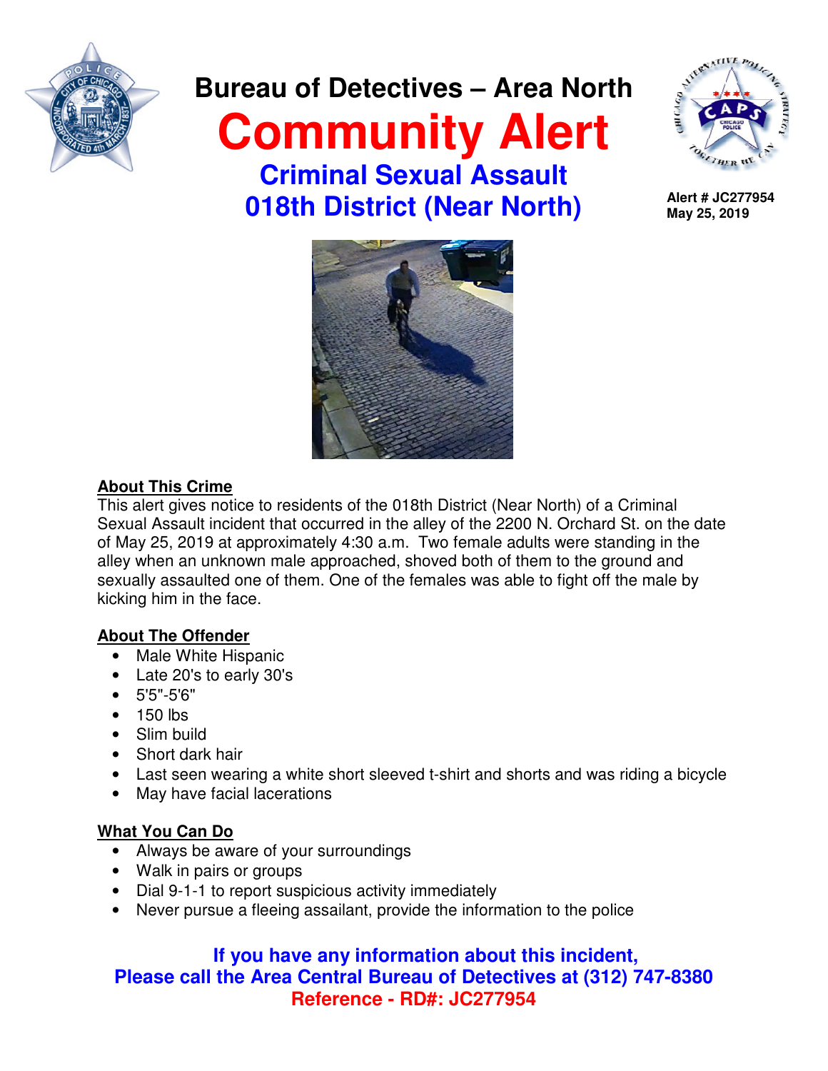# Bureau of Detectives – Area North

# Community Alert

## Criminal Sexual Assault
## 018th District (Near North)

**Alert # JC277954**
**May 25, 2019**

**About This Crime**

This alert gives notice to residents of the 018th District (Near North) of a Criminal Sexual Assault incident that occurred in the alley of the 2200 N. Orchard St. on the date of May 25, 2019 at approximately 4:30 a.m. Two female adults were standing in the alley when an unknown male approached, shoved both of them to the ground and sexually assaulted one of them. One of the females was able to fight off the male by kicking him in the face.

**About The Offender**

- Male White Hispanic
- Late 20's to early 30's
- 5'5"-5'6"
- 150 lbs
- Slim build
- Short dark hair
- Last seen wearing a white short sleeved t-shirt and shorts and was riding a bicycle
- May have facial lacerations

**What You Can Do**

- Always be aware of your surroundings
- Walk in pairs or groups
- Dial 9-1-1 to report suspicious activity immediately
- Never pursue a fleeing assailant, provide the information to the police

**If you have any information about this incident,**
**Please call the Area Central Bureau of Detectives at (312) 747-8380**
**Reference - RD#: JC277954**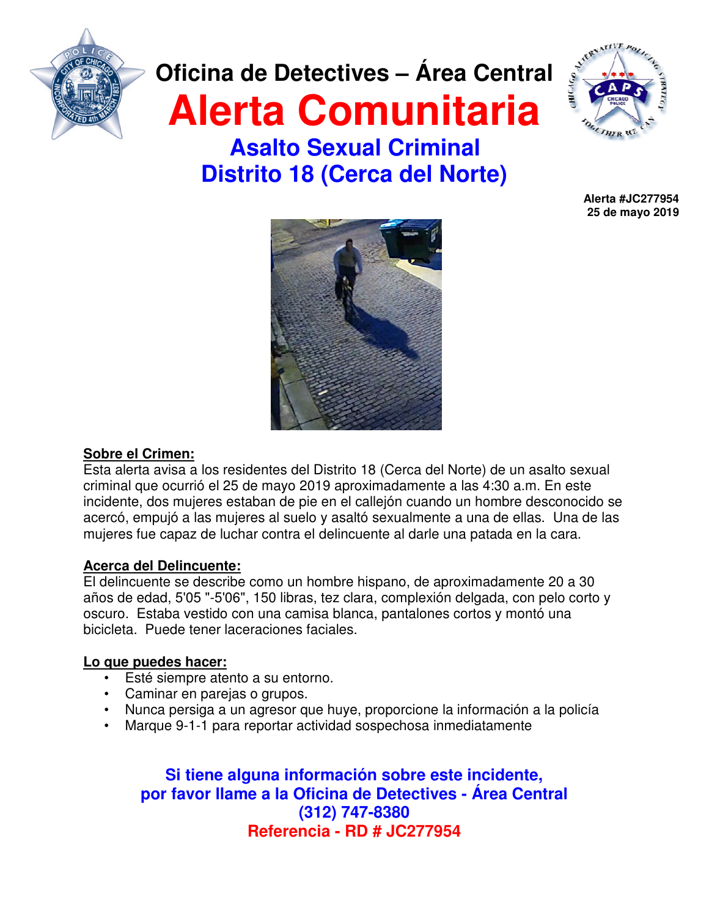# Oficina de Detectives – Área Central

# Alerta Comunitaria

## Asalto Sexual Criminal
## Distrito 18 (Cerca del Norte)

**Alerta #JC277954**
**25 de mayo 2019**

**Sobre el Crimen:**
Esta alerta avisa a los residentes del Distrito 18 (Cerca del Norte) de un asalto sexual criminal que ocurrió el 25 de mayo 2019 aproximadamente a las 4:30 a.m. En este incidente, dos mujeres estaban de pie en el callejón cuando un hombre desconocido se acercó, empujó a las mujeres al suelo y asaltó sexualmente a una de ellas. Una de las mujeres fue capaz de luchar contra el delincuente al darle una patada en la cara.

**Acerca del Delincuente:**
El delincuente se describe como un hombre hispano, de aproximadamente 20 a 30 años de edad, 5'05 "-5'06", 150 libras, tez clara, complexión delgada, con pelo corto y oscuro. Estaba vestido con una camisa blanca, pantalones cortos y montó una bicicleta. Puede tener laceraciones faciales.

**Lo que puedes hacer:**
- Esté siempre atento a su entorno.
- Caminar en parejas o grupos.
- Nunca persiga a un agresor que huye, proporcione la información a la policía
- Marque 9-1-1 para reportar actividad sospechosa inmediatamente

**Si tiene alguna información sobre este incidente,**
**por favor llame a la Oficina de Detectives - Área Central**
**(312) 747-8380**
**Referencia - RD # JC277954**